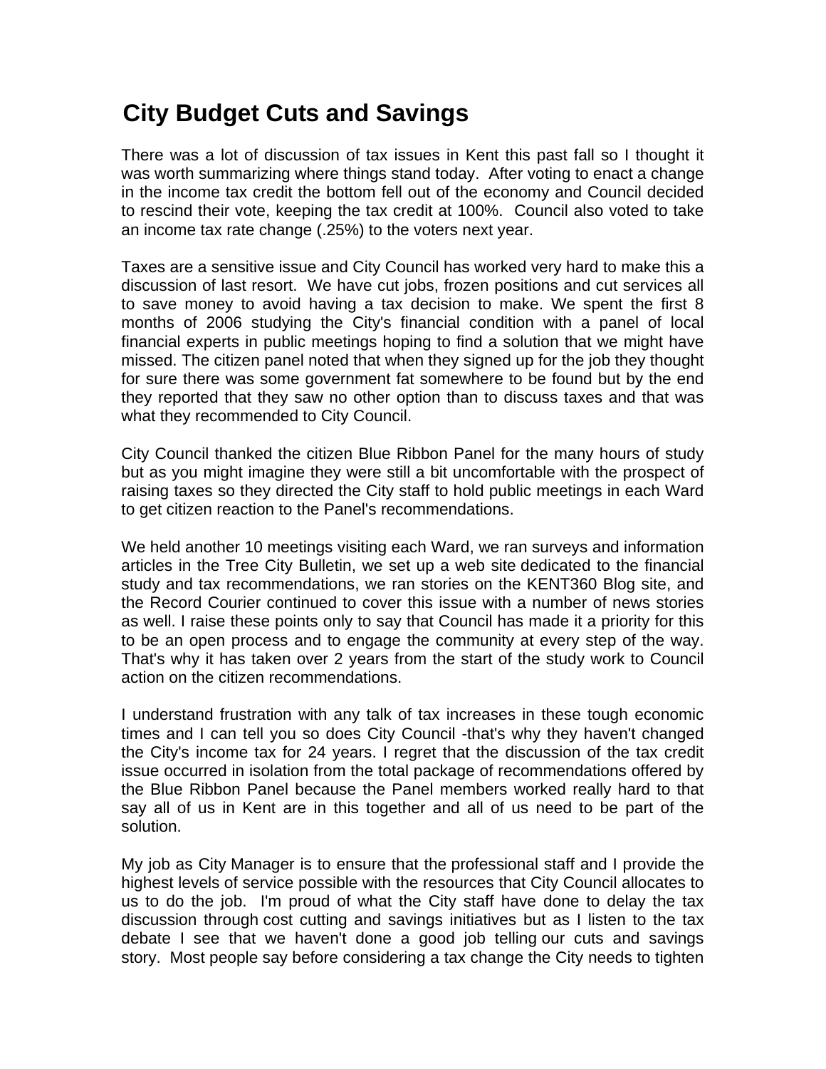# City Budget Cuts and Savings

There was a lot of discussion of tax issues in Kent this past fall so I thought it was worth summarizing where things stand today. After voting to enact a change in the income tax credit the bottom fell out of the economy and Council decided to rescind their vote, keeping the tax credit at 100%. Council also voted to take an income tax rate change (.25%) to the voters next year.

Taxes are a sensitive issue and City Council has worked very hard to make this a discussion of last resort. We have cut jobs, frozen positions and cut services all to save money to avoid having a tax decision to make. We spent the first 8 months of 2006 studying the City's financial condition with a panel of local financial experts in public meetings hoping to find a solution that we might have missed. The citizen panel noted that when they signed up for the job they thought for sure there was some government fat somewhere to be found but by the end they reported that they saw no other option than to discuss taxes and that was what they recommended to City Council.

City Council thanked the citizen Blue Ribbon Panel for the many hours of study but as you might imagine they were still a bit uncomfortable with the prospect of raising taxes so they directed the City staff to hold public meetings in each Ward to get citizen reaction to the Panel's recommendations.

We held another 10 meetings visiting each Ward, we ran surveys and information articles in the Tree City Bulletin, we set up a web site dedicated to the financial study and tax recommendations, we ran stories on the KENT360 Blog site, and the Record Courier continued to cover this issue with a number of news stories as well. I raise these points only to say that Council has made it a priority for this to be an open process and to engage the community at every step of the way. That's why it has taken over 2 years from the start of the study work to Council action on the citizen recommendations.

I understand frustration with any talk of tax increases in these tough economic times and I can tell you so does City Council -that's why they haven't changed the City's income tax for 24 years. I regret that the discussion of the tax credit issue occurred in isolation from the total package of recommendations offered by the Blue Ribbon Panel because the Panel members worked really hard to that say all of us in Kent are in this together and all of us need to be part of the solution.

My job as City Manager is to ensure that the professional staff and I provide the highest levels of service possible with the resources that City Council allocates to us to do the job. I'm proud of what the City staff have done to delay the tax discussion through cost cutting and savings initiatives but as I listen to the tax debate I see that we haven't done a good job telling our cuts and savings story. Most people say before considering a tax change the City needs to tighten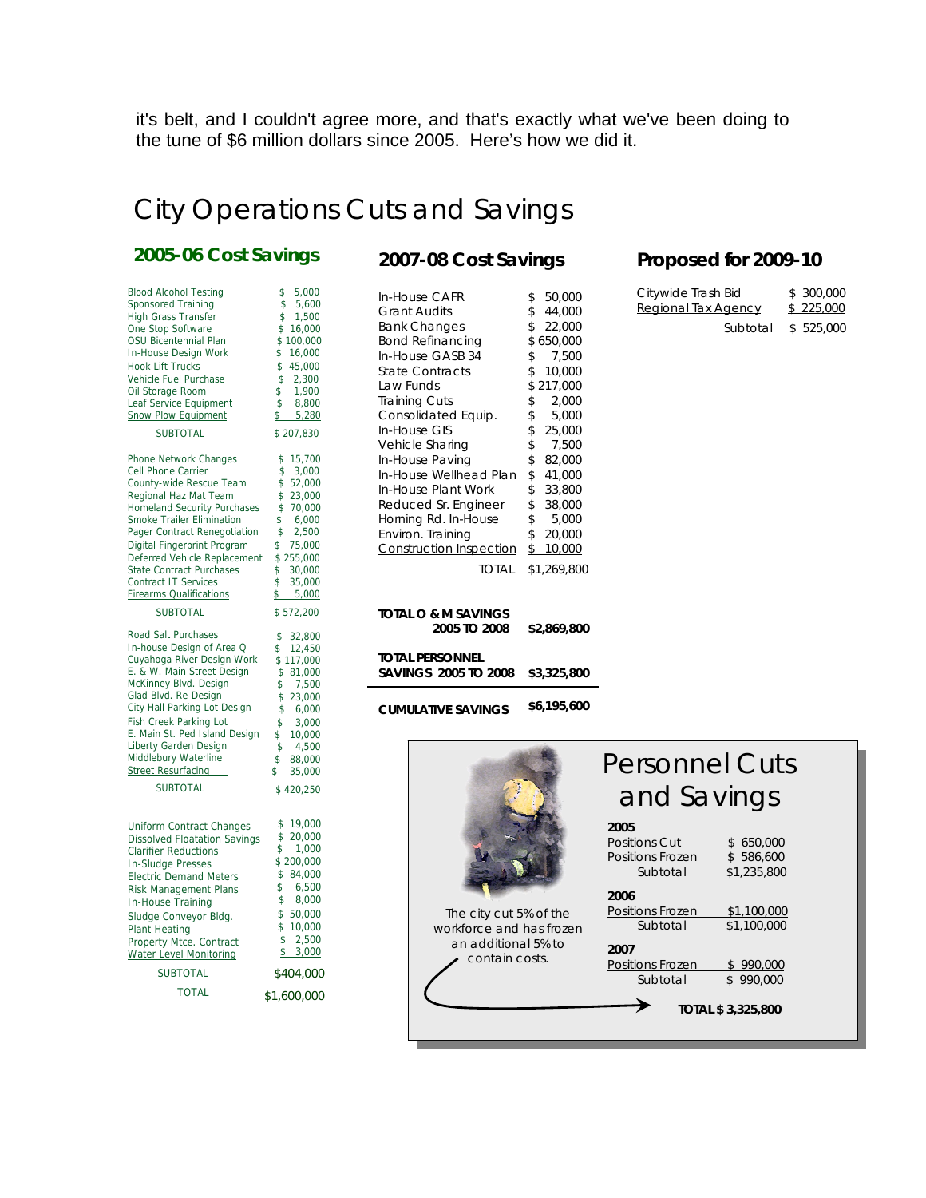it's belt, and I couldn't agree more, and that's exactly what we've been doing to the tune of $6 million dollars since 2005. Here's how we did it.

# City Operations Cuts and Savings

## 2005-06 Cost Savings

| | |
|---|---|
| Blood Alcohol Testing | $ 5,000 |
| Sponsored Training | $ 5,600 |
| High Grass Transfer | $ 1,500 |
| One Stop Software | $ 16,000 |
| OSU Bicentennial Plan | $ 100,000 |
| In-House Design Work | $ 16,000 |
| Hook Lift Trucks | $ 45,000 |
| Vehicle Fuel Purchase | $ 2,300 |
| Oil Storage Room | $ 1,900 |
| Leaf Service Equipment | $ 8,800 |
| Snow Plow Equipment | $ 5,280 |
| SUBTOTAL | $ 207,830 |
| Phone Network Changes | $ 15,700 |
| Cell Phone Carrier | $ 3,000 |
| County-wide Rescue Team | $ 52,000 |
| Regional Haz Mat Team | $ 23,000 |
| Homeland Security Purchases | $ 70,000 |
| Smoke Trailer Elimination | $ 6,000 |
| Pager Contract Renegotiation | $ 2,500 |
| Digital Fingerprint Program | $ 75,000 |
| Deferred Vehicle Replacement | $ 255,000 |
| State Contract Purchases | $ 30,000 |
| Contract IT Services | $ 35,000 |
| Firearms Qualifications | $ 5,000 |
| SUBTOTAL | $ 572,200 |
| Road Salt Purchases | $ 32,800 |
| In-house Design of Area Q | $ 12,450 |
| Cuyahoga River Design Work | $ 117,000 |
| E. & W. Main Street Design | $ 81,000 |
| McKinney Blvd. Design | $ 7,500 |
| Glad Blvd. Re-Design | $ 23,000 |
| City Hall Parking Lot Design | $ 6,000 |
| Fish Creek Parking Lot | $ 3,000 |
| E. Main St. Ped Island Design | $ 10,000 |
| Liberty Garden Design | $ 4,500 |
| Middlebury Waterline | $ 88,000 |
| Street Resurfacing | $ 35,000 |
| SUBTOTAL | $ 420,250 |
| Uniform Contract Changes | $ 19,000 |
| Dissolved Floatation Savings | $ 20,000 |
| Clarifier Reductions | $ 1,000 |
| In-Sludge Presses | $ 200,000 |
| Electric Demand Meters | $ 84,000 |
| Risk Management Plans | $ 6,500 |
| In-House Training | $ 8,000 |
| Sludge Conveyor Bldg. | $ 50,000 |
| Plant Heating | $ 10,000 |
| Property Mtce. Contract | $ 2,500 |
| Water Level Monitoring | $ 3,000 |
| SUBTOTAL | $404,000 |
| TOTAL | $1,600,000 |

## 2007-08 Cost Savings

| | |
|---|---|
| In-House CAFR | $ 50,000 |
| Grant Audits | $ 44,000 |
| Bank Changes | $ 22,000 |
| Bond Refinancing | $ 650,000 |
| In-House GASB 34 | $ 7,500 |
| State Contracts | $ 10,000 |
| Law Funds | $ 217,000 |
| Training Cuts | $ 2,000 |
| Consolidated Equip. | $ 5,000 |
| In-House GIS | $ 25,000 |
| Vehicle Sharing | $ 7,500 |
| In-House Paving | $ 82,000 |
| In-House Wellhead Plan | $ 41,000 |
| In-House Plant Work | $ 33,800 |
| Reduced Sr. Engineer | $ 38,000 |
| Horning Rd. In-House | $ 5,000 |
| Environ. Training | $ 20,000 |
| Construction Inspection | $ 10,000 |
| TOTAL | $1,269,800 |

| | |
|---|---|
| **TOTAL O & M SAVINGS 2005 TO 2008** | **$2,869,800** |
| **TOTAL PERSONNEL SAVINGS 2005 TO 2008** | **$3,325,800** |
| **CUMULATIVE SAVINGS** | **$6,195,600** |

## Proposed for 2009-10

| | |
|---|---|
| Citywide Trash Bid | $ 300,000 |
| Regional Tax Agency | $ 225,000 |
| Subtotal | $ 525,000 |

## Personnel Cuts and Savings

The city cut 5% of the workforce and has frozen an additional 5% to contain costs.

| | |
|---|---|
| **2005** | |
| Positions Cut | $ 650,000 |
| Positions Frozen | $ 586,600 |
| Subtotal | $1,235,800 |
| **2006** | |
| Positions Frozen | $1,100,000 |
| Subtotal | $1,100,000 |
| **2007** | |
| Positions Frozen | $ 990,000 |
| Subtotal | $ 990,000 |

**TOTAL $ 3,325,800**